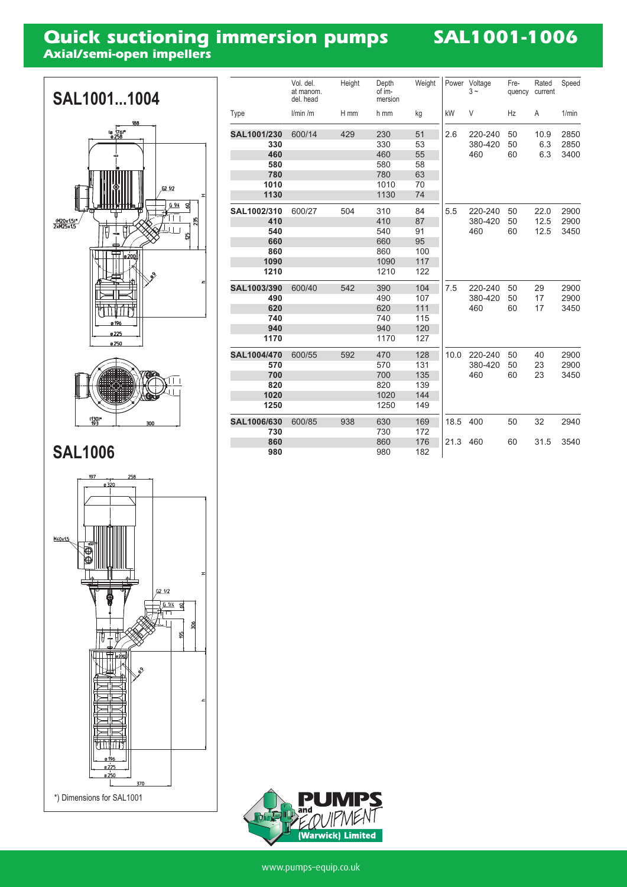# Quick suctioning immersion pumps

## Axial/semi-open impellers

# SAL1001-1006

## SAL1001...1004

## SAL1006

*) Dimensions for SAL1001

| Type | Vol. del. at manom. del. head l/min /m | Height H mm | Depth of immersion h mm | Weight kg | Power kW | Voltage 3 ~ V | Frequency Hz | Rated current A | Speed 1/min |
|---|---|---|---|---|---|---|---|---|---|
| **SAL1001/230** | 600/14 | 429 | 230 | 51 | 2.6 | 220-240 | 50 | 10.9 | 2850 |
| **330** | | | 330 | 53 | | 380-420 | 50 | 6.3 | 2850 |
| **460** | | | 460 | 55 | | 460 | 60 | 6.3 | 3400 |
| **580** | | | 580 | 58 | | | | | |
| **780** | | | 780 | 63 | | | | | |
| **1010** | | | 1010 | 70 | | | | | |
| **1130** | | | 1130 | 74 | | | | | |
| **SAL1002/310** | 600/27 | 504 | 310 | 84 | 5.5 | 220-240 | 50 | 22.0 | 2900 |
| **410** | | | 410 | 87 | | 380-420 | 50 | 12.5 | 2900 |
| **540** | | | 540 | 91 | | 460 | 60 | 12.5 | 3450 |
| **660** | | | 660 | 95 | | | | | |
| **860** | | | 860 | 100 | | | | | |
| **1090** | | | 1090 | 117 | | | | | |
| **1210** | | | 1210 | 122 | | | | | |
| **SAL1003/390** | 600/40 | 542 | 390 | 104 | 7.5 | 220-240 | 50 | 29 | 2900 |
| **490** | | | 490 | 107 | | 380-420 | 50 | 17 | 2900 |
| **620** | | | 620 | 111 | | 460 | 60 | 17 | 3450 |
| **740** | | | 740 | 115 | | | | | |
| **940** | | | 940 | 120 | | | | | |
| **1170** | | | 1170 | 127 | | | | | |
| **SAL1004/470** | 600/55 | 592 | 470 | 128 | 10.0 | 220-240 | 50 | 40 | 2900 |
| **570** | | | 570 | 131 | | 380-420 | 50 | 23 | 2900 |
| **700** | | | 700 | 135 | | 460 | 60 | 23 | 3450 |
| **820** | | | 820 | 139 | | | | | |
| **1020** | | | 1020 | 144 | | | | | |
| **1250** | | | 1250 | 149 | | | | | |
| **SAL1006/630** | 600/85 | 938 | 630 | 169 | 18.5 | 400 | 50 | 32 | 2940 |
| **730** | | | 730 | 172 | | | | | |
| **860** | | | 860 | 176 | 21.3 | 460 | 60 | 31.5 | 3540 |
| **980** | | | 980 | 182 | | | | | |

PUMPS and EQUIPMENT (Warwick) Limited

www.pumps-equip.co.uk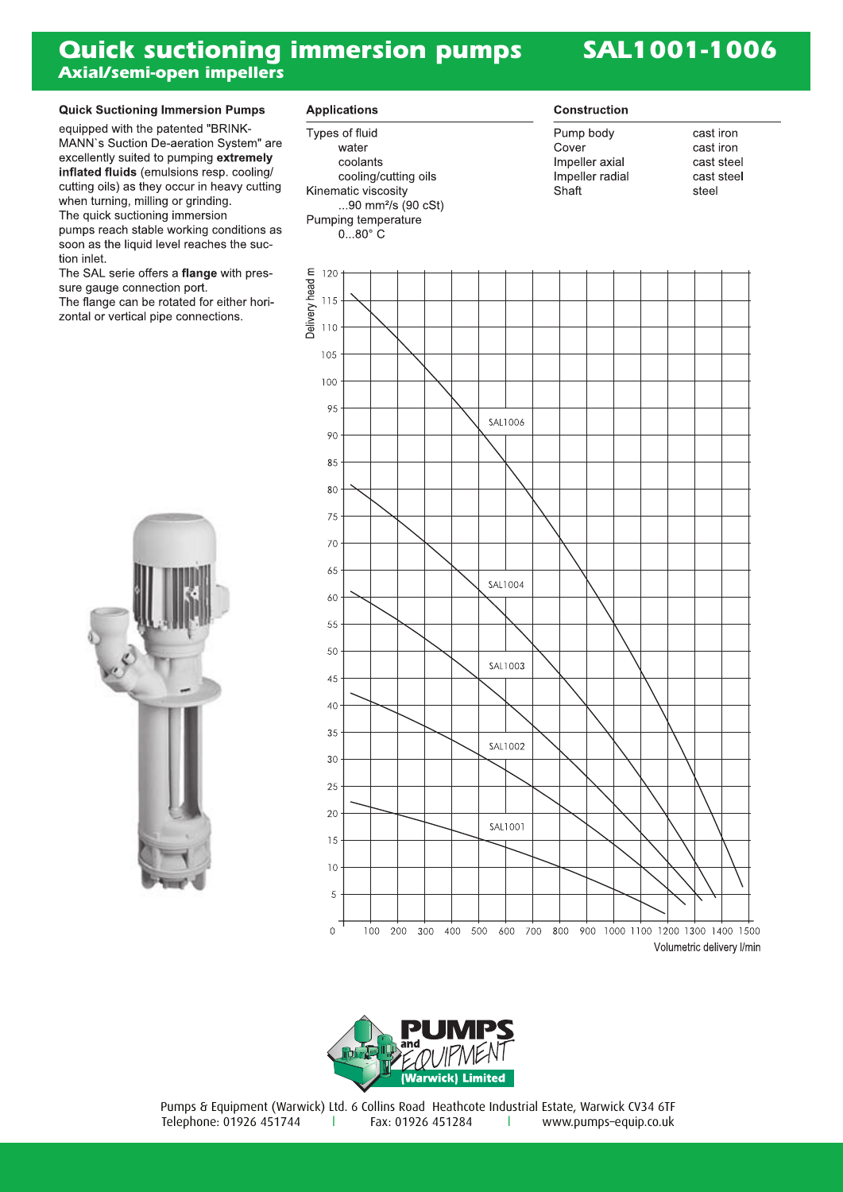# Quick suctioning immersion pumps

## Axial/semi-open impellers

# SAL1001-1006

### Quick Suctioning Immersion Pumps

equipped with the patented "BRINKMANN`s Suction De-aeration System" are excellently suited to pumping **extremely inflated fluids** (emulsions resp. cooling/cutting oils) as they occur in heavy cutting when turning, milling or grinding.

The quick suctioning immersion pumps reach stable working conditions as soon as the liquid level reaches the suction inlet.

The SAL serie offers a **flange** with pressure gauge connection port.

The flange can be rotated for either horizontal or vertical pipe connections.

### Applications

Types of fluid
- water
- coolants
- cooling/cutting oils

Kinematic viscosity
- ...90 mm²/s (90 cSt)

Pumping temperature
- 0...80° C

### Construction

| | |
|---|---|
| Pump body | cast iron |
| Cover | cast iron |
| Impeller axial | cast steel |
| Impeller radial | cast steel |
| Shaft | steel |

Delivery head m

120
115
110
105
100
95
90
85
80
75
70
65
60
55
50
45
40
35
30
25
20
15
10
5
0

SAL1006
SAL1004
SAL1003
SAL1002
SAL1001

100 200 300 400 500 600 700 800 900 1000 1100 1200 1300 1400 1500

Volumetric delivery l/min

Pumps & Equipment (Warwick) Ltd. 6 Collins Road Heathcote Industrial Estate, Warwick CV34 6TF
Telephone: 01926 451744 | Fax: 01926 451284 | www.pumps-equip.co.uk